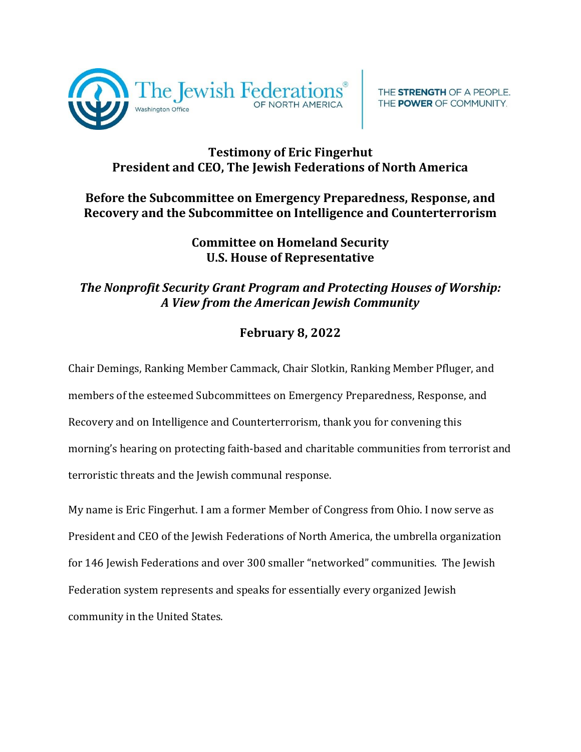The Jewish Federations OF NORTH AMERICA

Washington Office

THE **STRENGTH** OF A PEOPLE.
THE **POWER** OF COMMUNITY.

**Testimony of Eric Fingerhut**
**President and CEO, The Jewish Federations of North America**

**Before the Subcommittee on Emergency Preparedness, Response, and Recovery and the Subcommittee on Intelligence and Counterterrorism**

**Committee on Homeland Security**
**U.S. House of Representative**

***The Nonprofit Security Grant Program and Protecting Houses of Worship: A View from the American Jewish Community***

**February 8, 2022**

Chair Demings, Ranking Member Cammack, Chair Slotkin, Ranking Member Pfluger, and members of the esteemed Subcommittees on Emergency Preparedness, Response, and Recovery and on Intelligence and Counterterrorism, thank you for convening this morning's hearing on protecting faith-based and charitable communities from terrorist and terroristic threats and the Jewish communal response.

My name is Eric Fingerhut. I am a former Member of Congress from Ohio. I now serve as President and CEO of the Jewish Federations of North America, the umbrella organization for 146 Jewish Federations and over 300 smaller "networked" communities. The Jewish Federation system represents and speaks for essentially every organized Jewish community in the United States.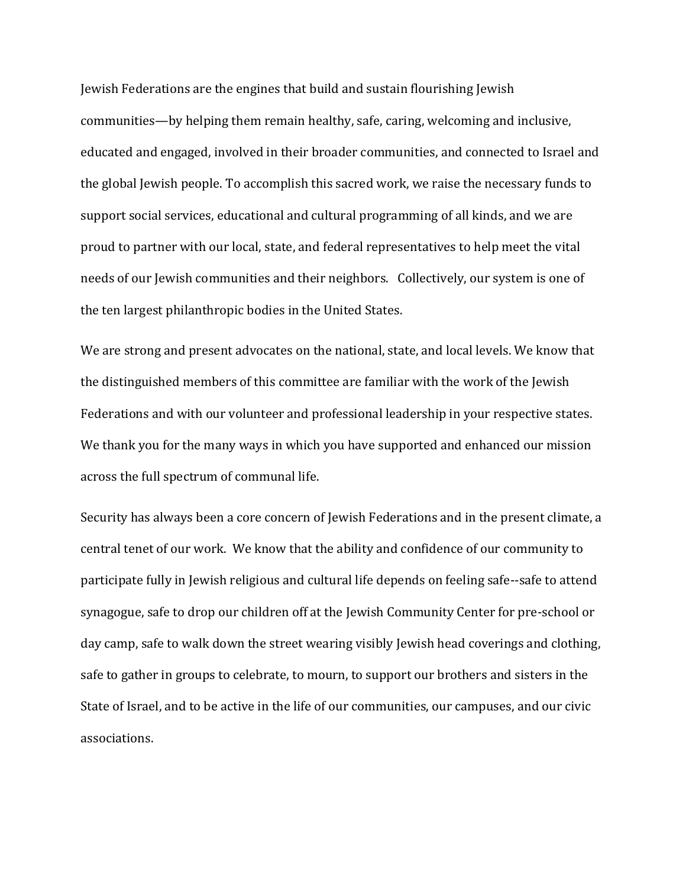Jewish Federations are the engines that build and sustain flourishing Jewish communities—by helping them remain healthy, safe, caring, welcoming and inclusive, educated and engaged, involved in their broader communities, and connected to Israel and the global Jewish people. To accomplish this sacred work, we raise the necessary funds to support social services, educational and cultural programming of all kinds, and we are proud to partner with our local, state, and federal representatives to help meet the vital needs of our Jewish communities and their neighbors. Collectively, our system is one of the ten largest philanthropic bodies in the United States.

We are strong and present advocates on the national, state, and local levels. We know that the distinguished members of this committee are familiar with the work of the Jewish Federations and with our volunteer and professional leadership in your respective states. We thank you for the many ways in which you have supported and enhanced our mission across the full spectrum of communal life.

Security has always been a core concern of Jewish Federations and in the present climate, a central tenet of our work. We know that the ability and confidence of our community to participate fully in Jewish religious and cultural life depends on feeling safe--safe to attend synagogue, safe to drop our children off at the Jewish Community Center for pre-school or day camp, safe to walk down the street wearing visibly Jewish head coverings and clothing, safe to gather in groups to celebrate, to mourn, to support our brothers and sisters in the State of Israel, and to be active in the life of our communities, our campuses, and our civic associations.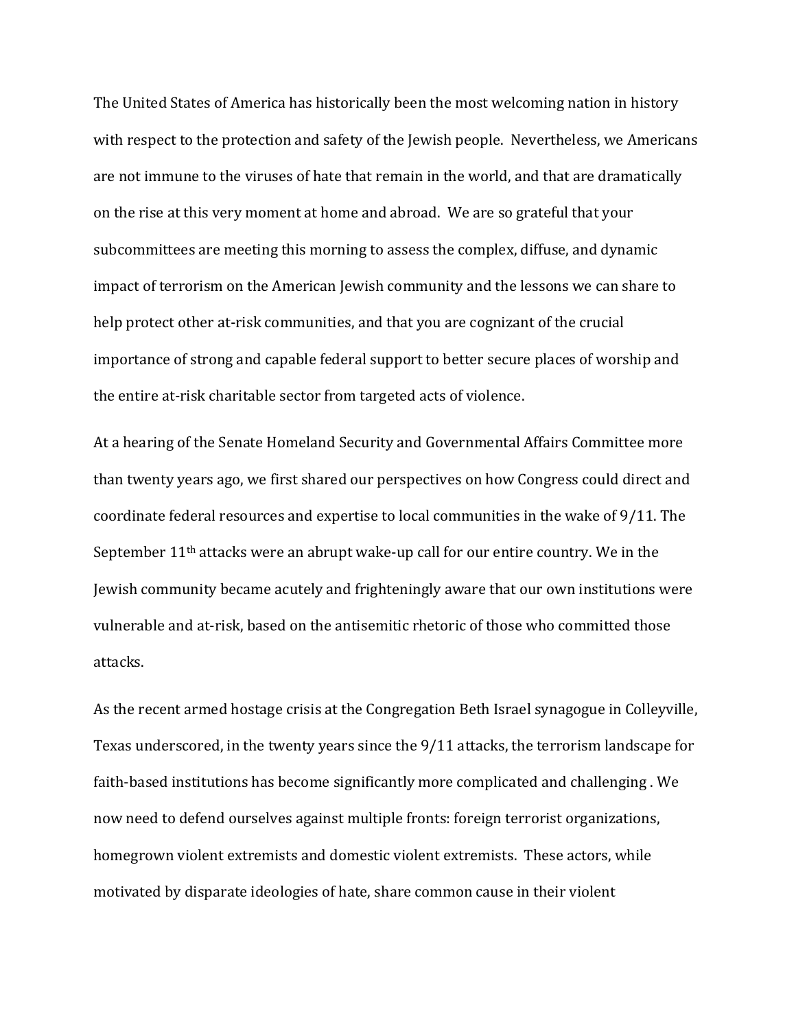The United States of America has historically been the most welcoming nation in history with respect to the protection and safety of the Jewish people. Nevertheless, we Americans are not immune to the viruses of hate that remain in the world, and that are dramatically on the rise at this very moment at home and abroad. We are so grateful that your subcommittees are meeting this morning to assess the complex, diffuse, and dynamic impact of terrorism on the American Jewish community and the lessons we can share to help protect other at-risk communities, and that you are cognizant of the crucial importance of strong and capable federal support to better secure places of worship and the entire at-risk charitable sector from targeted acts of violence.

At a hearing of the Senate Homeland Security and Governmental Affairs Committee more than twenty years ago, we first shared our perspectives on how Congress could direct and coordinate federal resources and expertise to local communities in the wake of 9/11. The September 11th attacks were an abrupt wake-up call for our entire country. We in the Jewish community became acutely and frighteningly aware that our own institutions were vulnerable and at-risk, based on the antisemitic rhetoric of those who committed those attacks.

As the recent armed hostage crisis at the Congregation Beth Israel synagogue in Colleyville, Texas underscored, in the twenty years since the 9/11 attacks, the terrorism landscape for faith-based institutions has become significantly more complicated and challenging . We now need to defend ourselves against multiple fronts: foreign terrorist organizations, homegrown violent extremists and domestic violent extremists. These actors, while motivated by disparate ideologies of hate, share common cause in their violent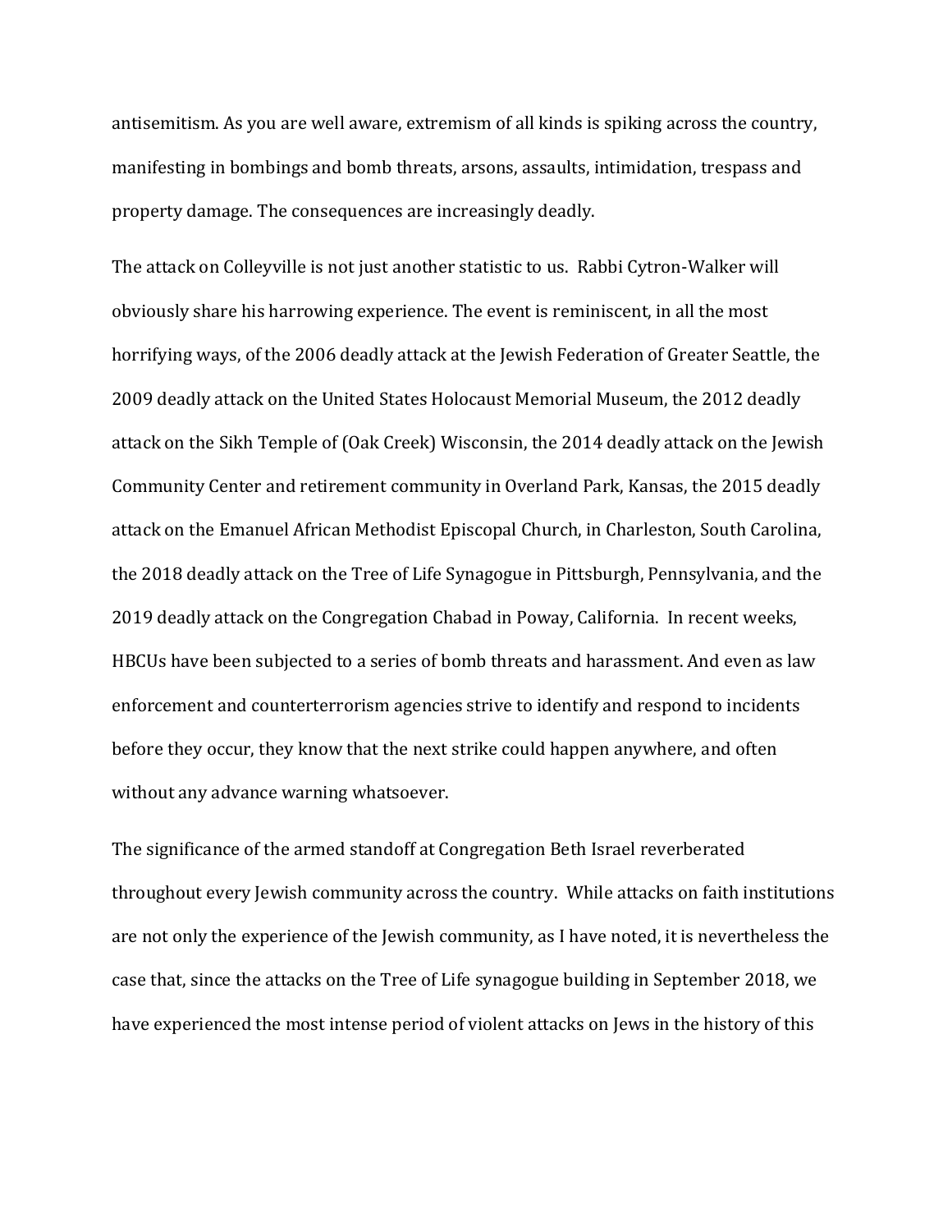antisemitism. As you are well aware, extremism of all kinds is spiking across the country, manifesting in bombings and bomb threats, arsons, assaults, intimidation, trespass and property damage. The consequences are increasingly deadly.

The attack on Colleyville is not just another statistic to us. Rabbi Cytron-Walker will obviously share his harrowing experience. The event is reminiscent, in all the most horrifying ways, of the 2006 deadly attack at the Jewish Federation of Greater Seattle, the 2009 deadly attack on the United States Holocaust Memorial Museum, the 2012 deadly attack on the Sikh Temple of (Oak Creek) Wisconsin, the 2014 deadly attack on the Jewish Community Center and retirement community in Overland Park, Kansas, the 2015 deadly attack on the Emanuel African Methodist Episcopal Church, in Charleston, South Carolina, the 2018 deadly attack on the Tree of Life Synagogue in Pittsburgh, Pennsylvania, and the 2019 deadly attack on the Congregation Chabad in Poway, California. In recent weeks, HBCUs have been subjected to a series of bomb threats and harassment. And even as law enforcement and counterterrorism agencies strive to identify and respond to incidents before they occur, they know that the next strike could happen anywhere, and often without any advance warning whatsoever.

The significance of the armed standoff at Congregation Beth Israel reverberated throughout every Jewish community across the country. While attacks on faith institutions are not only the experience of the Jewish community, as I have noted, it is nevertheless the case that, since the attacks on the Tree of Life synagogue building in September 2018, we have experienced the most intense period of violent attacks on Jews in the history of this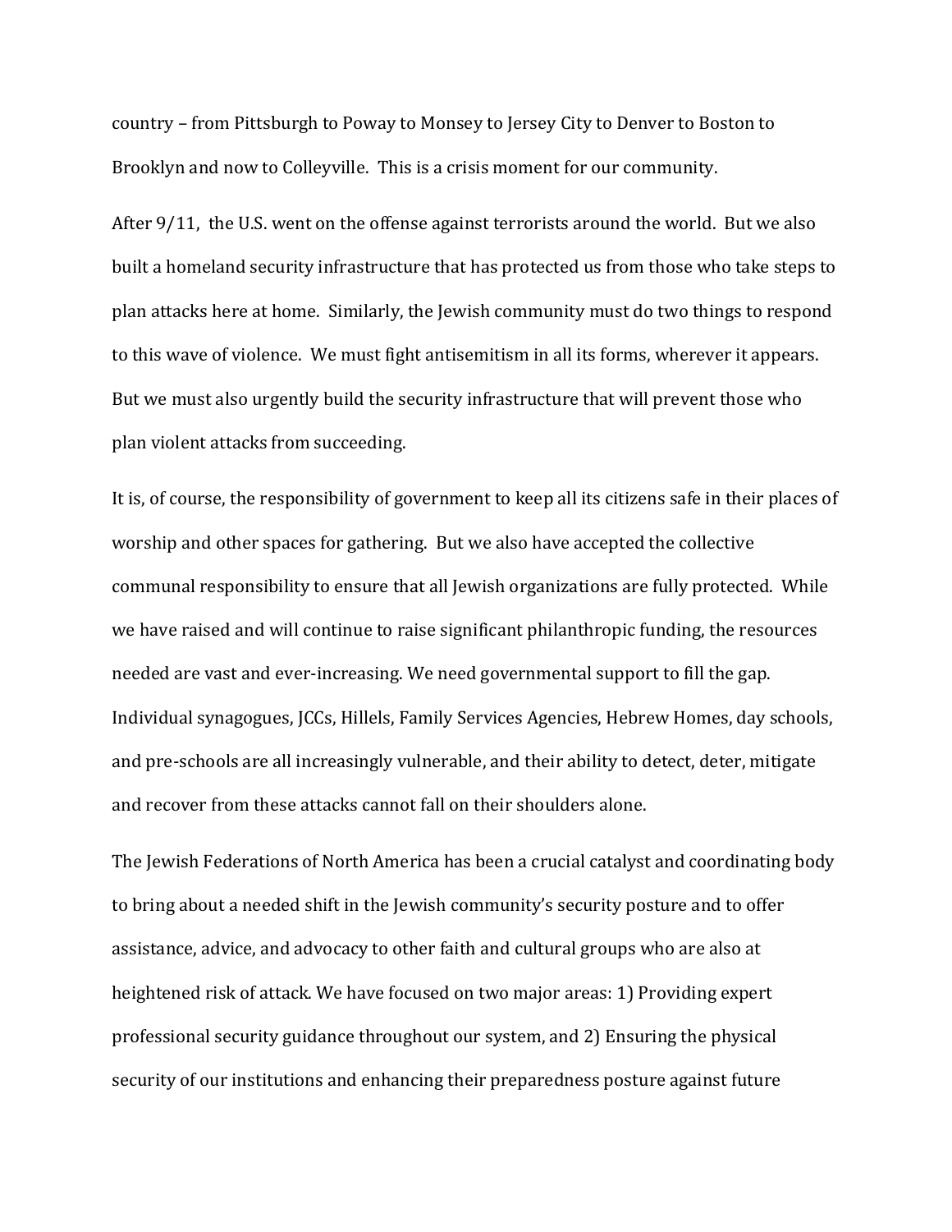country – from Pittsburgh to Poway to Monsey to Jersey City to Denver to Boston to Brooklyn and now to Colleyville. This is a crisis moment for our community.

After 9/11, the U.S. went on the offense against terrorists around the world. But we also built a homeland security infrastructure that has protected us from those who take steps to plan attacks here at home. Similarly, the Jewish community must do two things to respond to this wave of violence. We must fight antisemitism in all its forms, wherever it appears. But we must also urgently build the security infrastructure that will prevent those who plan violent attacks from succeeding.

It is, of course, the responsibility of government to keep all its citizens safe in their places of worship and other spaces for gathering. But we also have accepted the collective communal responsibility to ensure that all Jewish organizations are fully protected. While we have raised and will continue to raise significant philanthropic funding, the resources needed are vast and ever-increasing. We need governmental support to fill the gap. Individual synagogues, JCCs, Hillels, Family Services Agencies, Hebrew Homes, day schools, and pre-schools are all increasingly vulnerable, and their ability to detect, deter, mitigate and recover from these attacks cannot fall on their shoulders alone.

The Jewish Federations of North America has been a crucial catalyst and coordinating body to bring about a needed shift in the Jewish community's security posture and to offer assistance, advice, and advocacy to other faith and cultural groups who are also at heightened risk of attack. We have focused on two major areas: 1) Providing expert professional security guidance throughout our system, and 2) Ensuring the physical security of our institutions and enhancing their preparedness posture against future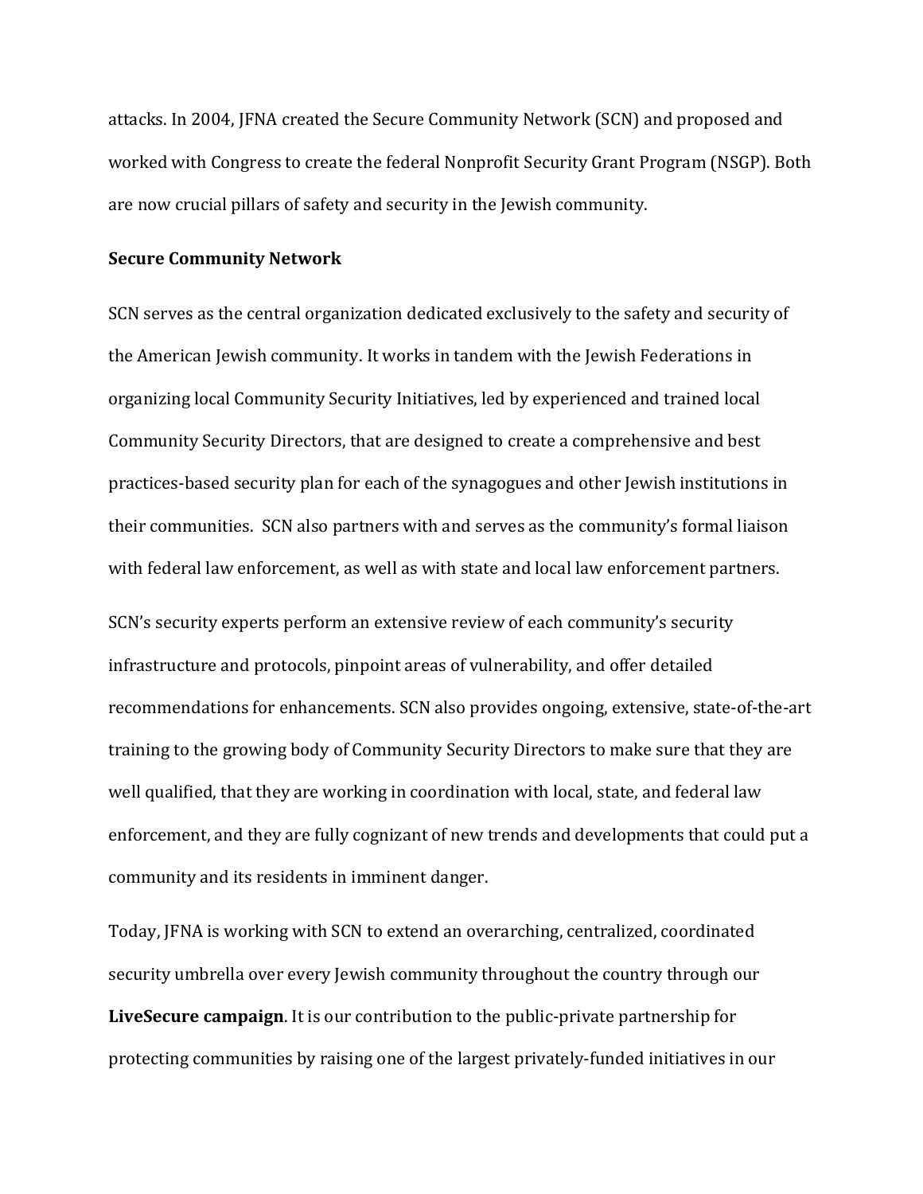attacks. In 2004, JFNA created the Secure Community Network (SCN) and proposed and worked with Congress to create the federal Nonprofit Security Grant Program (NSGP). Both are now crucial pillars of safety and security in the Jewish community.

**Secure Community Network**

SCN serves as the central organization dedicated exclusively to the safety and security of the American Jewish community. It works in tandem with the Jewish Federations in organizing local Community Security Initiatives, led by experienced and trained local Community Security Directors, that are designed to create a comprehensive and best practices-based security plan for each of the synagogues and other Jewish institutions in their communities. SCN also partners with and serves as the community's formal liaison with federal law enforcement, as well as with state and local law enforcement partners.

SCN's security experts perform an extensive review of each community's security infrastructure and protocols, pinpoint areas of vulnerability, and offer detailed recommendations for enhancements. SCN also provides ongoing, extensive, state-of-the-art training to the growing body of Community Security Directors to make sure that they are well qualified, that they are working in coordination with local, state, and federal law enforcement, and they are fully cognizant of new trends and developments that could put a community and its residents in imminent danger.

Today, JFNA is working with SCN to extend an overarching, centralized, coordinated security umbrella over every Jewish community throughout the country through our **LiveSecure campaign**. It is our contribution to the public-private partnership for protecting communities by raising one of the largest privately-funded initiatives in our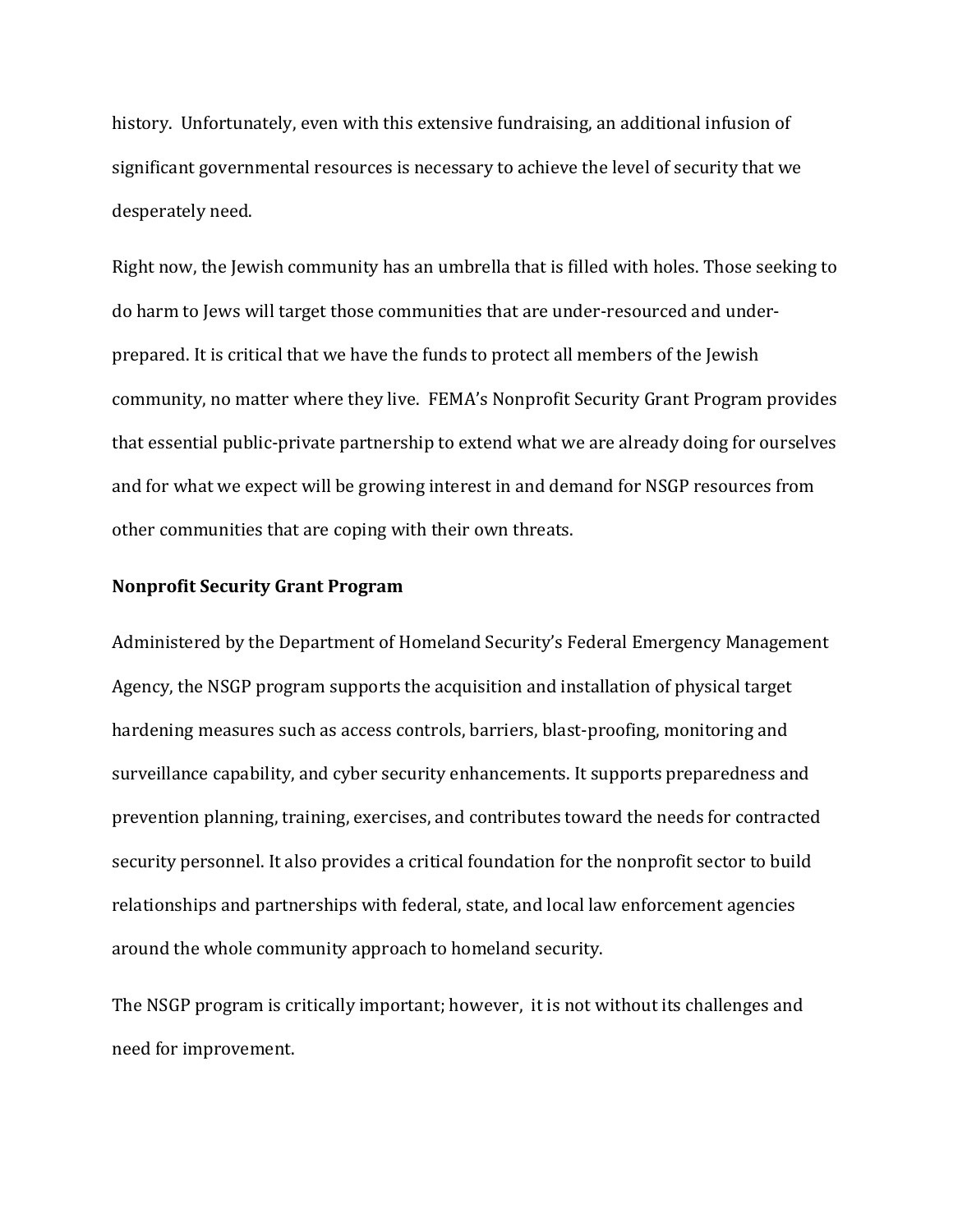history. Unfortunately, even with this extensive fundraising, an additional infusion of significant governmental resources is necessary to achieve the level of security that we desperately need.

Right now, the Jewish community has an umbrella that is filled with holes. Those seeking to do harm to Jews will target those communities that are under-resourced and under-prepared. It is critical that we have the funds to protect all members of the Jewish community, no matter where they live. FEMA's Nonprofit Security Grant Program provides that essential public-private partnership to extend what we are already doing for ourselves and for what we expect will be growing interest in and demand for NSGP resources from other communities that are coping with their own threats.

**Nonprofit Security Grant Program**

Administered by the Department of Homeland Security's Federal Emergency Management Agency, the NSGP program supports the acquisition and installation of physical target hardening measures such as access controls, barriers, blast-proofing, monitoring and surveillance capability, and cyber security enhancements. It supports preparedness and prevention planning, training, exercises, and contributes toward the needs for contracted security personnel. It also provides a critical foundation for the nonprofit sector to build relationships and partnerships with federal, state, and local law enforcement agencies around the whole community approach to homeland security.

The NSGP program is critically important; however, it is not without its challenges and need for improvement.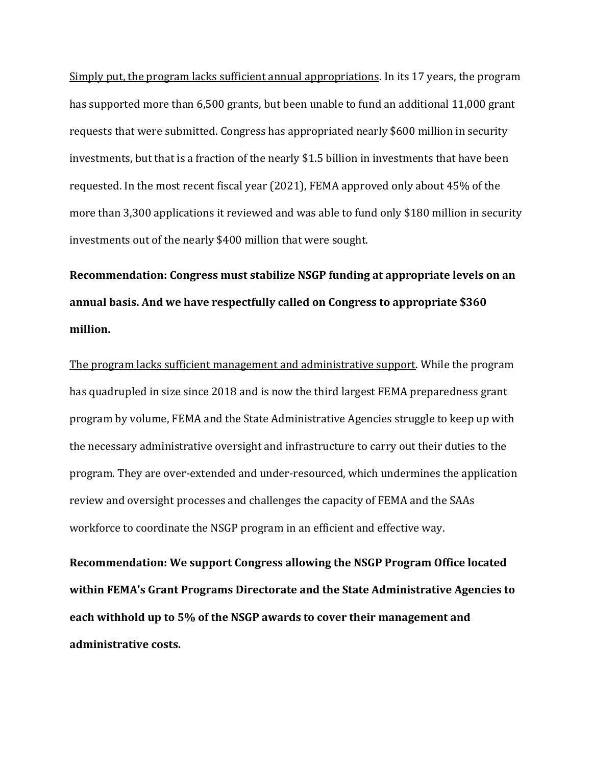<u>Simply put, the program lacks sufficient annual appropriations</u>. In its 17 years, the program has supported more than 6,500 grants, but been unable to fund an additional 11,000 grant requests that were submitted. Congress has appropriated nearly $600 million in security investments, but that is a fraction of the nearly $1.5 billion in investments that have been requested. In the most recent fiscal year (2021), FEMA approved only about 45% of the more than 3,300 applications it reviewed and was able to fund only $180 million in security investments out of the nearly $400 million that were sought.

**Recommendation: Congress must stabilize NSGP funding at appropriate levels on an annual basis. And we have respectfully called on Congress to appropriate $360 million.**

<u>The program lacks sufficient management and administrative support</u>. While the program has quadrupled in size since 2018 and is now the third largest FEMA preparedness grant program by volume, FEMA and the State Administrative Agencies struggle to keep up with the necessary administrative oversight and infrastructure to carry out their duties to the program. They are over-extended and under-resourced, which undermines the application review and oversight processes and challenges the capacity of FEMA and the SAAs workforce to coordinate the NSGP program in an efficient and effective way.

**Recommendation: We support Congress allowing the NSGP Program Office located within FEMA's Grant Programs Directorate and the State Administrative Agencies to each withhold up to 5% of the NSGP awards to cover their management and administrative costs.**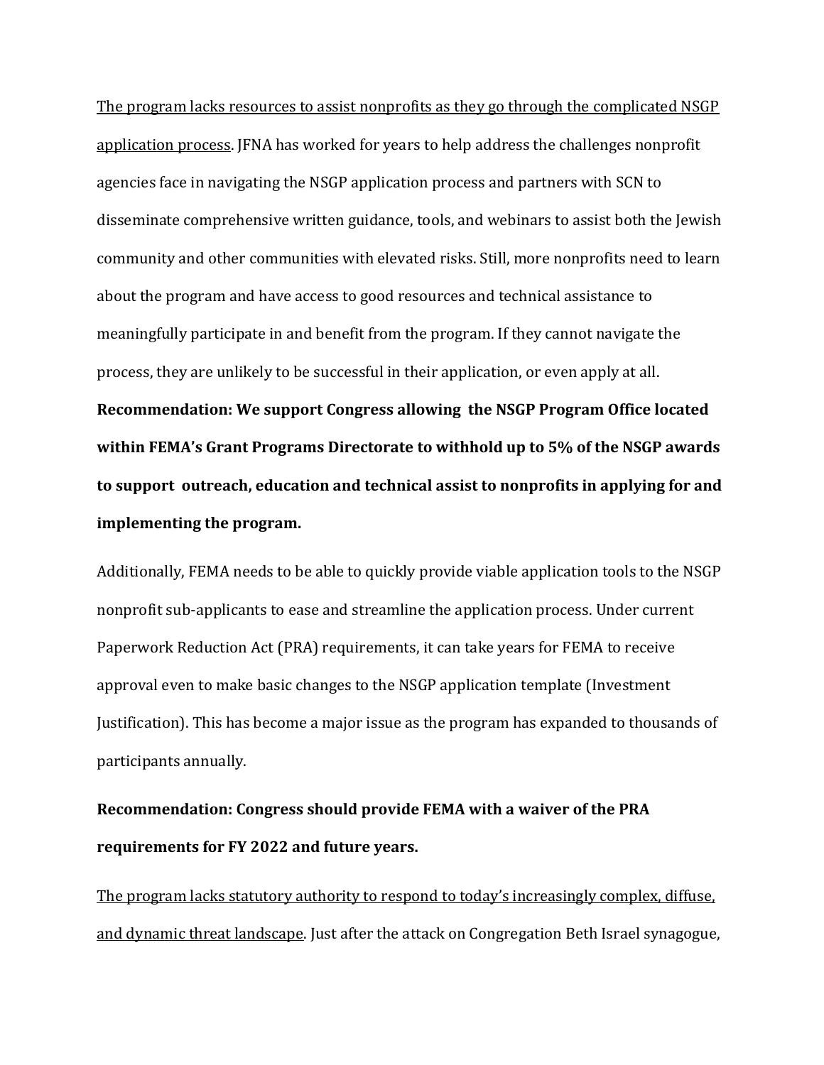<u>The program lacks resources to assist nonprofits as they go through the complicated NSGP application process</u>. JFNA has worked for years to help address the challenges nonprofit agencies face in navigating the NSGP application process and partners with SCN to disseminate comprehensive written guidance, tools, and webinars to assist both the Jewish community and other communities with elevated risks. Still, more nonprofits need to learn about the program and have access to good resources and technical assistance to meaningfully participate in and benefit from the program. If they cannot navigate the process, they are unlikely to be successful in their application, or even apply at all.

**Recommendation: We support Congress allowing the NSGP Program Office located within FEMA's Grant Programs Directorate to withhold up to 5% of the NSGP awards to support outreach, education and technical assist to nonprofits in applying for and implementing the program.**

Additionally, FEMA needs to be able to quickly provide viable application tools to the NSGP nonprofit sub-applicants to ease and streamline the application process. Under current Paperwork Reduction Act (PRA) requirements, it can take years for FEMA to receive approval even to make basic changes to the NSGP application template (Investment Justification). This has become a major issue as the program has expanded to thousands of participants annually.

**Recommendation: Congress should provide FEMA with a waiver of the PRA requirements for FY 2022 and future years.**

<u>The program lacks statutory authority to respond to today's increasingly complex, diffuse, and dynamic threat landscape</u>. Just after the attack on Congregation Beth Israel synagogue,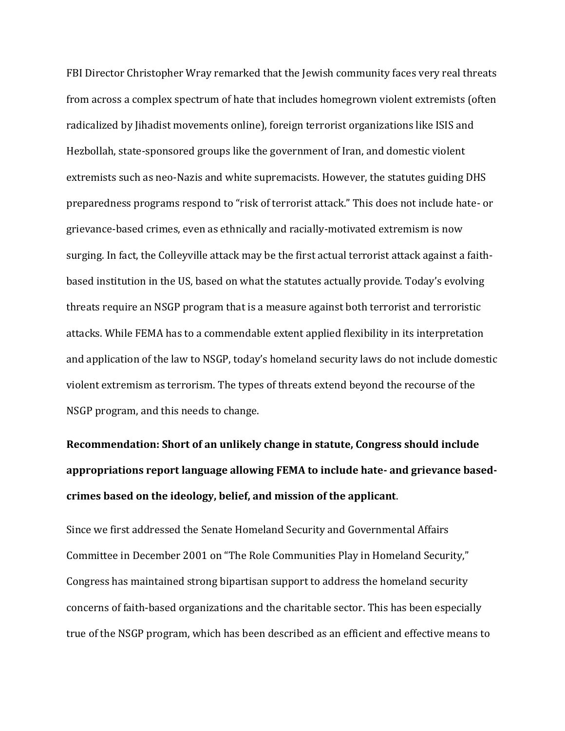FBI Director Christopher Wray remarked that the Jewish community faces very real threats from across a complex spectrum of hate that includes homegrown violent extremists (often radicalized by Jihadist movements online), foreign terrorist organizations like ISIS and Hezbollah, state-sponsored groups like the government of Iran, and domestic violent extremists such as neo-Nazis and white supremacists. However, the statutes guiding DHS preparedness programs respond to "risk of terrorist attack." This does not include hate- or grievance-based crimes, even as ethnically and racially-motivated extremism is now surging. In fact, the Colleyville attack may be the first actual terrorist attack against a faith-based institution in the US, based on what the statutes actually provide. Today's evolving threats require an NSGP program that is a measure against both terrorist and terroristic attacks. While FEMA has to a commendable extent applied flexibility in its interpretation and application of the law to NSGP, today's homeland security laws do not include domestic violent extremism as terrorism. The types of threats extend beyond the recourse of the NSGP program, and this needs to change.

**Recommendation: Short of an unlikely change in statute, Congress should include appropriations report language allowing FEMA to include hate- and grievance based-crimes based on the ideology, belief, and mission of the applicant**.

Since we first addressed the Senate Homeland Security and Governmental Affairs Committee in December 2001 on "The Role Communities Play in Homeland Security," Congress has maintained strong bipartisan support to address the homeland security concerns of faith-based organizations and the charitable sector. This has been especially true of the NSGP program, which has been described as an efficient and effective means to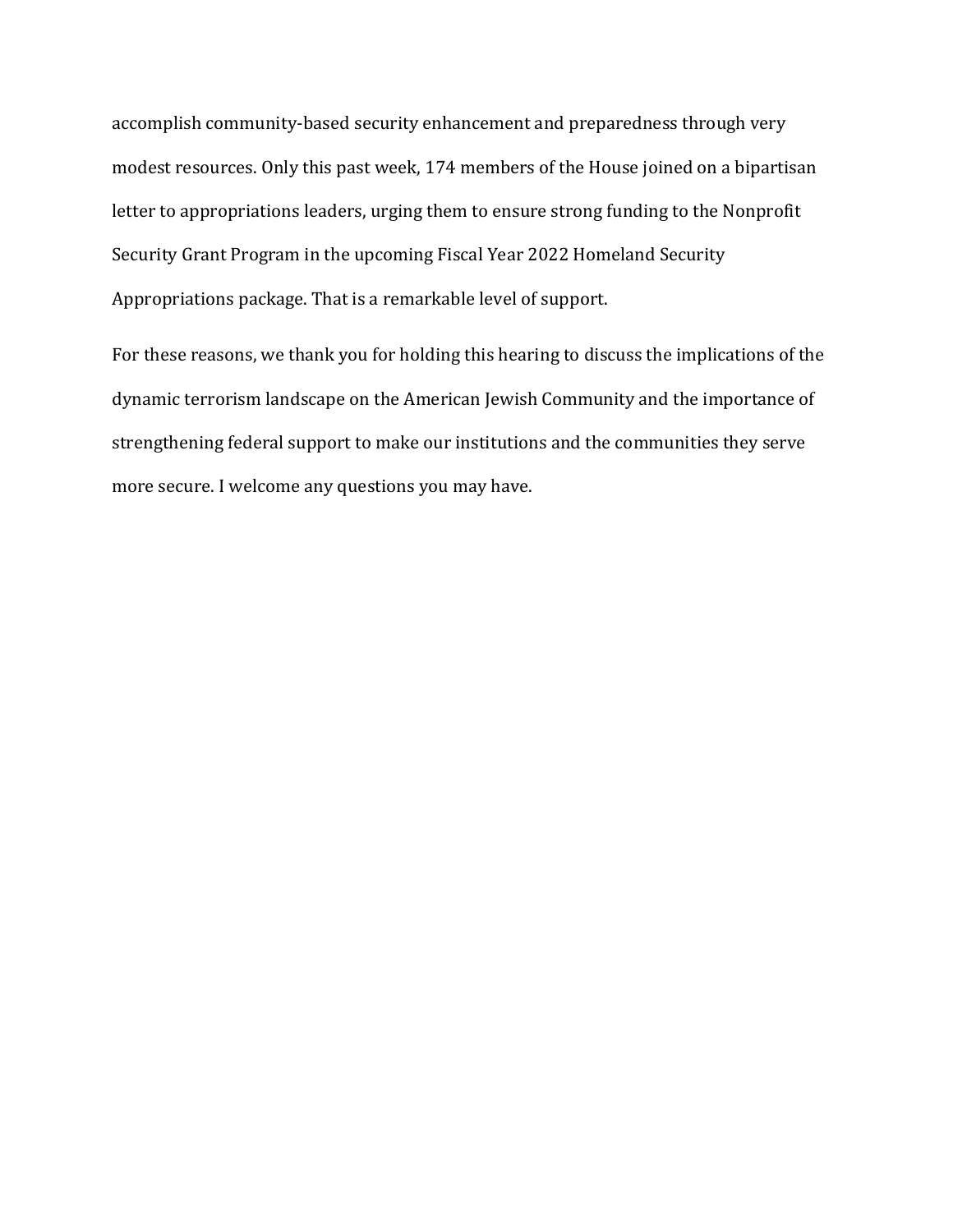accomplish community-based security enhancement and preparedness through very modest resources. Only this past week, 174 members of the House joined on a bipartisan letter to appropriations leaders, urging them to ensure strong funding to the Nonprofit Security Grant Program in the upcoming Fiscal Year 2022 Homeland Security Appropriations package. That is a remarkable level of support.

For these reasons, we thank you for holding this hearing to discuss the implications of the dynamic terrorism landscape on the American Jewish Community and the importance of strengthening federal support to make our institutions and the communities they serve more secure. I welcome any questions you may have.